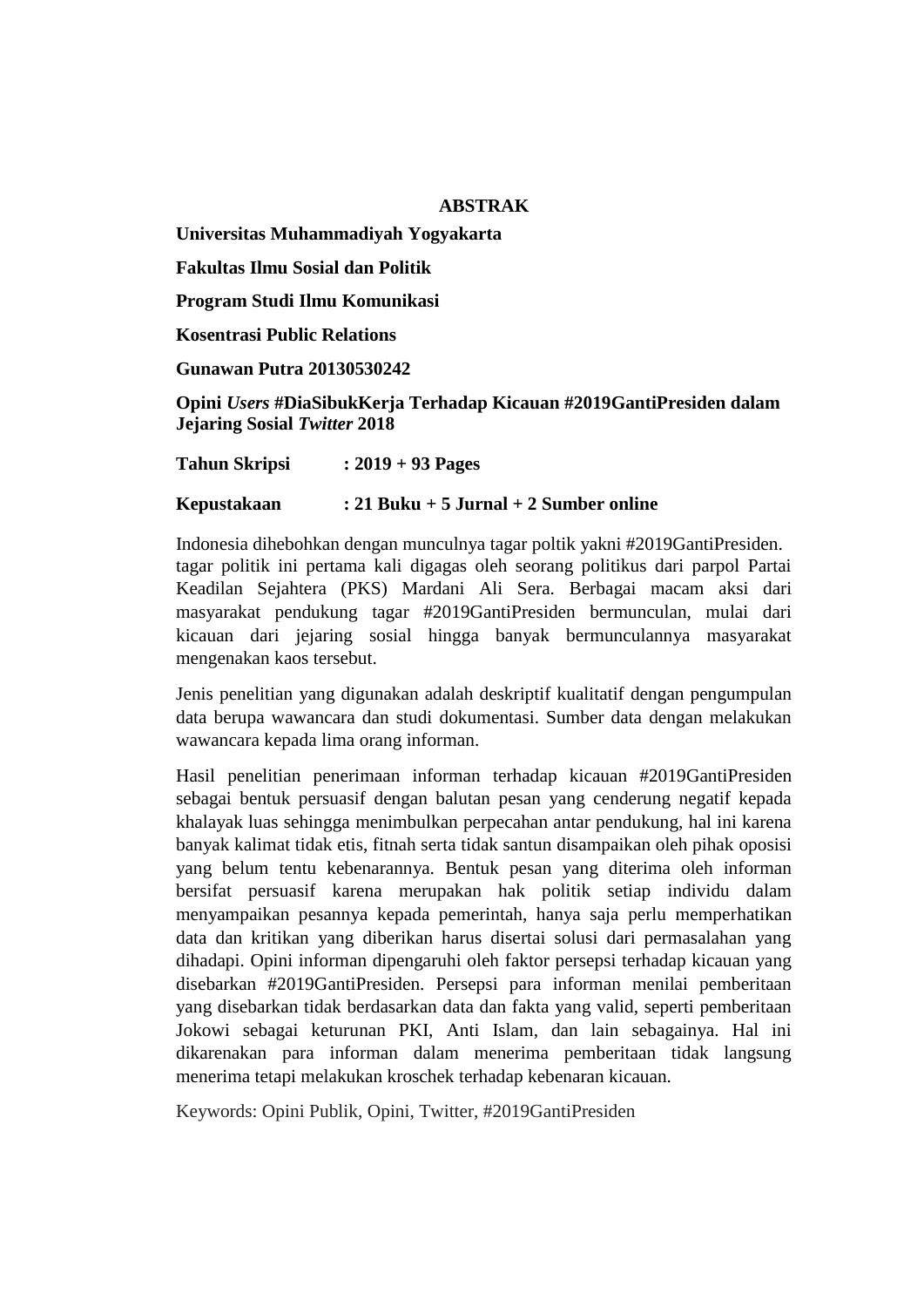# ABSTRAK

**Universitas Muhammadiyah Yogyakarta**

**Fakultas Ilmu Sosial dan Politik**

**Program Studi Ilmu Komunikasi**

**Kosentrasi Public Relations**

**Gunawan Putra 20130530242**

**Opini *Users* #DiaSibukKerja Terhadap Kicauan #2019GantiPresiden dalam Jejaring Sosial *Twitter* 2018**

**Tahun Skripsi : 2019 + 93 Pages**

**Kepustakaan : 21 Buku + 5 Jurnal + 2 Sumber online**

Indonesia dihebohkan dengan munculnya tagar poltik yakni #2019GantiPresiden. tagar politik ini pertama kali digagas oleh seorang politikus dari parpol Partai Keadilan Sejahtera (PKS) Mardani Ali Sera. Berbagai macam aksi dari masyarakat pendukung tagar #2019GantiPresiden bermunculan, mulai dari kicauan dari jejaring sosial hingga banyak bermunculannya masyarakat mengenakan kaos tersebut.

Jenis penelitian yang digunakan adalah deskriptif kualitatif dengan pengumpulan data berupa wawancara dan studi dokumentasi. Sumber data dengan melakukan wawancara kepada lima orang informan.

Hasil penelitian penerimaan informan terhadap kicauan #2019GantiPresiden sebagai bentuk persuasif dengan balutan pesan yang cenderung negatif kepada khalayak luas sehingga menimbulkan perpecahan antar pendukung, hal ini karena banyak kalimat tidak etis, fitnah serta tidak santun disampaikan oleh pihak oposisi yang belum tentu kebenarannya. Bentuk pesan yang diterima oleh informan bersifat persuasif karena merupakan hak politik setiap individu dalam menyampaikan pesannya kepada pemerintah, hanya saja perlu memperhatikan data dan kritikan yang diberikan harus disertai solusi dari permasalahan yang dihadapi. Opini informan dipengaruhi oleh faktor persepsi terhadap kicauan yang disebarkan #2019GantiPresiden. Persepsi para informan menilai pemberitaan yang disebarkan tidak berdasarkan data dan fakta yang valid, seperti pemberitaan Jokowi sebagai keturunan PKI, Anti Islam, dan lain sebagainya. Hal ini dikarenakan para informan dalam menerima pemberitaan tidak langsung menerima tetapi melakukan kroschek terhadap kebenaran kicauan.

Keywords: Opini Publik, Opini, Twitter, #2019GantiPresiden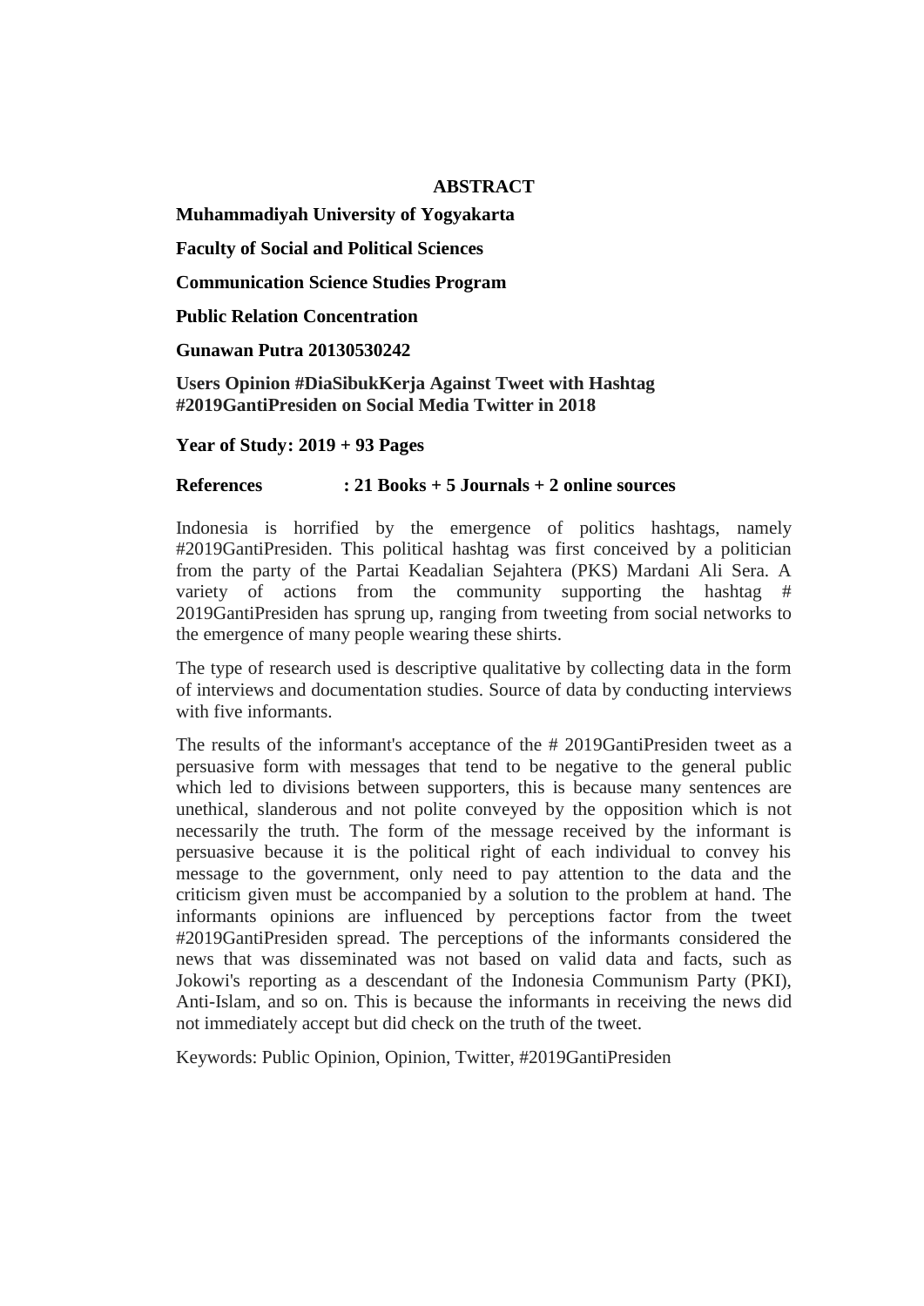# ABSTRACT

**Muhammadiyah University of Yogyakarta**

**Faculty of Social and Political Sciences**

**Communication Science Studies Program**

**Public Relation Concentration**

**Gunawan Putra 20130530242**

**Users Opinion #DiaSibukKerja Against Tweet with Hashtag #2019GantiPresiden on Social Media Twitter in 2018**

**Year of Study: 2019 + 93 Pages**

**References : 21 Books + 5 Journals + 2 online sources**

Indonesia is horrified by the emergence of politics hashtags, namely #2019GantiPresiden. This political hashtag was first conceived by a politician from the party of the Partai Keadalian Sejahtera (PKS) Mardani Ali Sera. A variety of actions from the community supporting the hashtag # 2019GantiPresiden has sprung up, ranging from tweeting from social networks to the emergence of many people wearing these shirts.

The type of research used is descriptive qualitative by collecting data in the form of interviews and documentation studies. Source of data by conducting interviews with five informants.

The results of the informant's acceptance of the # 2019GantiPresiden tweet as a persuasive form with messages that tend to be negative to the general public which led to divisions between supporters, this is because many sentences are unethical, slanderous and not polite conveyed by the opposition which is not necessarily the truth. The form of the message received by the informant is persuasive because it is the political right of each individual to convey his message to the government, only need to pay attention to the data and the criticism given must be accompanied by a solution to the problem at hand. The informants opinions are influenced by perceptions factor from the tweet #2019GantiPresiden spread. The perceptions of the informants considered the news that was disseminated was not based on valid data and facts, such as Jokowi's reporting as a descendant of the Indonesia Communism Party (PKI), Anti-Islam, and so on. This is because the informants in receiving the news did not immediately accept but did check on the truth of the tweet.

Keywords: Public Opinion, Opinion, Twitter, #2019GantiPresiden